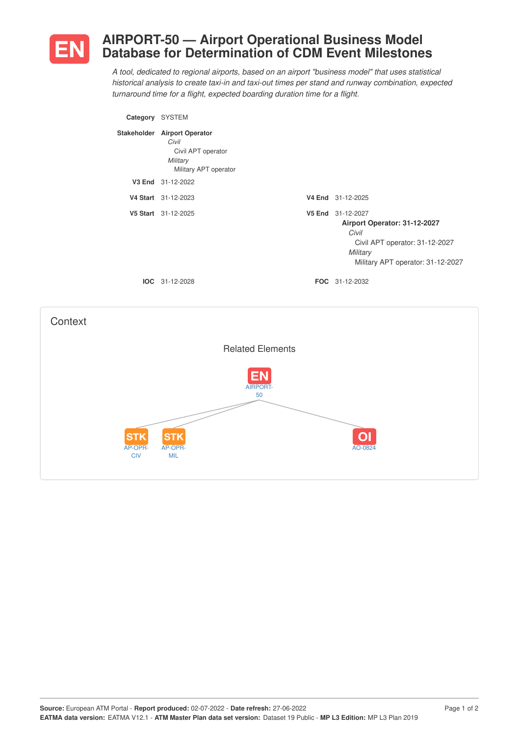# AIRPORT-50 — Airport Operational Business Model Database for Determination of CDM Event Milestones

*A tool, dedicated to regional airports, based on an airport "business model" that uses statistical historical analysis to create taxi-in and taxi-out times per stand and runway combination, expected turnaround time for a flight, expected boarding duration time for a flight.*

**Category** SYSTEM

**Stakeholder** **Airport Operator**
- *Civil*
  - Civil APT operator
- *Military*
  - Military APT operator

**V3 End** 31-12-2022

**V4 Start** 31-12-2023 — **V4 End** 31-12-2025

**V5 Start** 31-12-2025 — **V5 End** 31-12-2027

**Airport Operator: 31-12-2027**
- *Civil*
  - Civil APT operator: 31-12-2027
- *Military*
  - Military APT operator: 31-12-2027

**IOC** 31-12-2028 — **FOC** 31-12-2032

## Context

### Related Elements

- EN AIRPORT-50
  - STK AP-OPR-CIV
  - STK AP-OPR-MIL
  - OI AO-0824

**Source:** European ATM Portal - **Report produced:** 02-07-2022 - **Date refresh:** 27-06-2022
**EATMA data version:** EATMA V12.1 - **ATM Master Plan data set version:** Dataset 19 Public - **MP L3 Edition:** MP L3 Plan 2019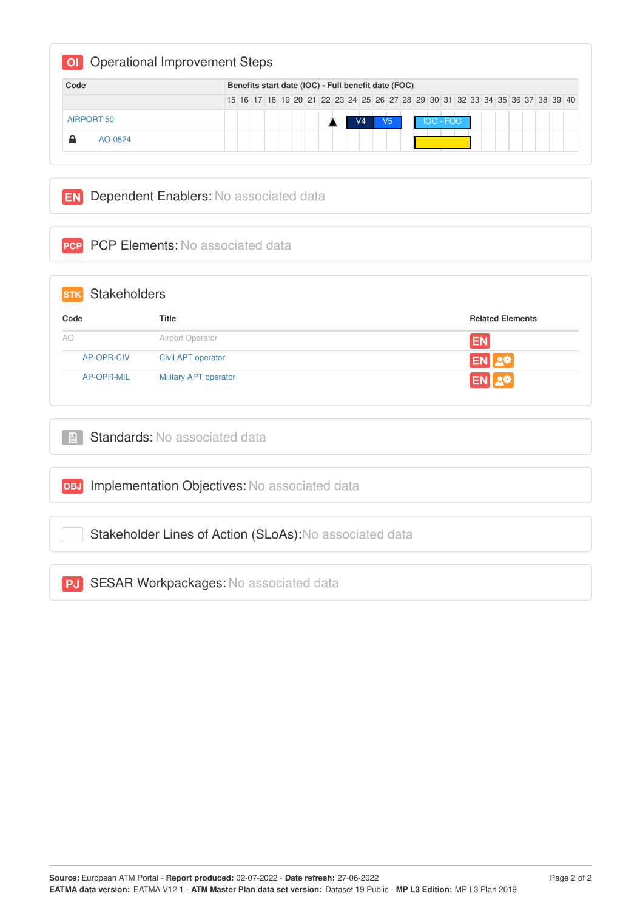## OI Operational Improvement Steps

| Code | Benefits start date (IOC) - Full benefit date (FOC) |
| --- | --- |
| | 15 16 17 18 19 20 21 22 23 24 25 26 27 28 29 30 31 32 33 34 35 36 37 38 39 40 |
| AIRPORT-50 | V4 V5 IOC - FOC |
| AO-0824 | |

## EN Dependent Enablers: No associated data

## PCP PCP Elements: No associated data

## STK Stakeholders

| Code | Title | Related Elements |
| --- | --- | --- |
| AO | Airport Operator | EN |
| AP-OPR-CIV | Civil APT operator | EN |
| AP-OPR-MIL | Military APT operator | EN |

## Standards: No associated data

## OBJ Implementation Objectives: No associated data

## Stakeholder Lines of Action (SLoAs): No associated data

## PJ SESAR Workpackages: No associated data

**Source:** European ATM Portal - **Report produced:** 02-07-2022 - **Date refresh:** 27-06-2022
**EATMA data version:** EATMA V12.1 - **ATM Master Plan data set version:** Dataset 19 Public - **MP L3 Edition:** MP L3 Plan 2019